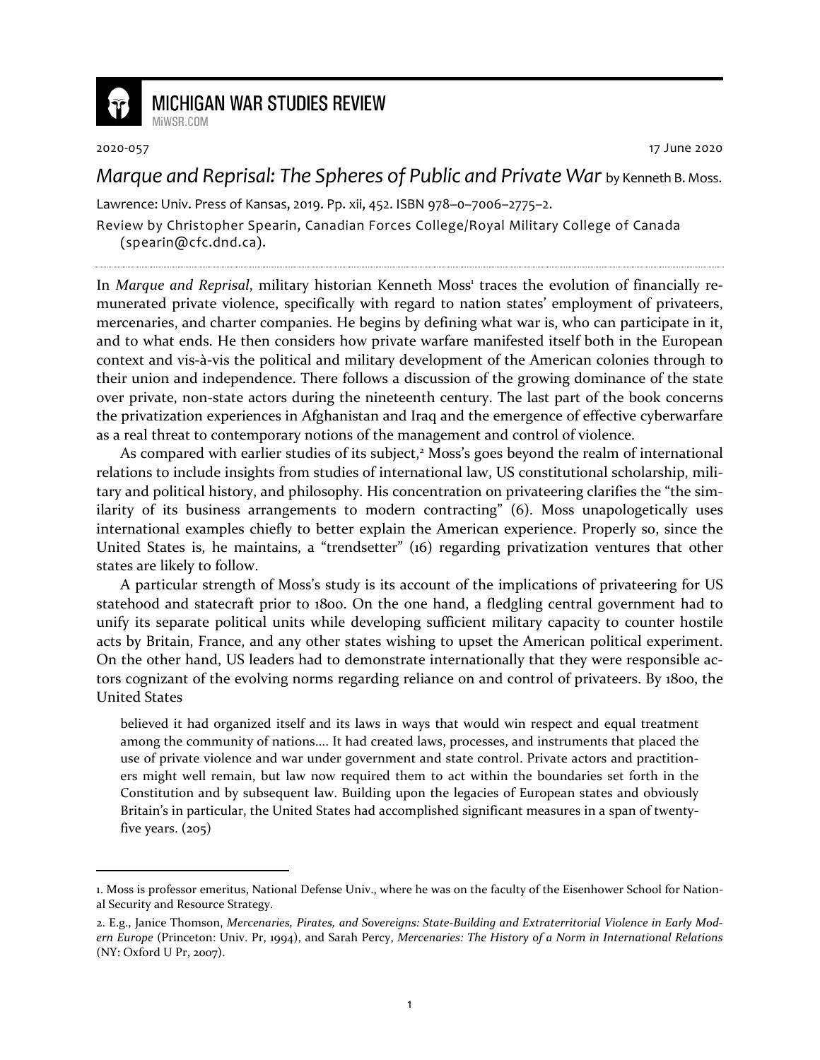MICHIGAN WAR STUDIES REVIEW
MiWSR.COM

2020-057 17 June 2020

# *Marque and Reprisal: The Spheres of Public and Private War* by Kenneth B. Moss.

Lawrence: Univ. Press of Kansas, 2019. Pp. xii, 452. ISBN 978–0–7006–2775–2.

Review by Christopher Spearin, Canadian Forces College/Royal Military College of Canada (spearin@cfc.dnd.ca).

In *Marque and Reprisal*, military historian Kenneth Moss[1] traces the evolution of financially remunerated private violence, specifically with regard to nation states' employment of privateers, mercenaries, and charter companies. He begins by defining what war is, who can participate in it, and to what ends. He then considers how private warfare manifested itself both in the European context and vis-à-vis the political and military development of the American colonies through to their union and independence. There follows a discussion of the growing dominance of the state over private, non-state actors during the nineteenth century. The last part of the book concerns the privatization experiences in Afghanistan and Iraq and the emergence of effective cyberwarfare as a real threat to contemporary notions of the management and control of violence.

As compared with earlier studies of its subject,[2] Moss's goes beyond the realm of international relations to include insights from studies of international law, US constitutional scholarship, military and political history, and philosophy. His concentration on privateering clarifies the "the similarity of its business arrangements to modern contracting" (6). Moss unapologetically uses international examples chiefly to better explain the American experience. Properly so, since the United States is, he maintains, a "trendsetter" (16) regarding privatization ventures that other states are likely to follow.

A particular strength of Moss's study is its account of the implications of privateering for US statehood and statecraft prior to 1800. On the one hand, a fledgling central government had to unify its separate political units while developing sufficient military capacity to counter hostile acts by Britain, France, and any other states wishing to upset the American political experiment. On the other hand, US leaders had to demonstrate internationally that they were responsible actors cognizant of the evolving norms regarding reliance on and control of privateers. By 1800, the United States

> believed it had organized itself and its laws in ways that would win respect and equal treatment among the community of nations.... It had created laws, processes, and instruments that placed the use of private violence and war under government and state control. Private actors and practitioners might well remain, but law now required them to act within the boundaries set forth in the Constitution and by subsequent law. Building upon the legacies of European states and obviously Britain's in particular, the United States had accomplished significant measures in a span of twenty-five years. (205)

---

1. Moss is professor emeritus, National Defense Univ., where he was on the faculty of the Eisenhower School for National Security and Resource Strategy.

2. E.g., Janice Thomson, *Mercenaries, Pirates, and Sovereigns: State-Building and Extraterritorial Violence in Early Modern Europe* (Princeton: Univ. Pr, 1994), and Sarah Percy, *Mercenaries: The History of a Norm in International Relations* (NY: Oxford U Pr, 2007).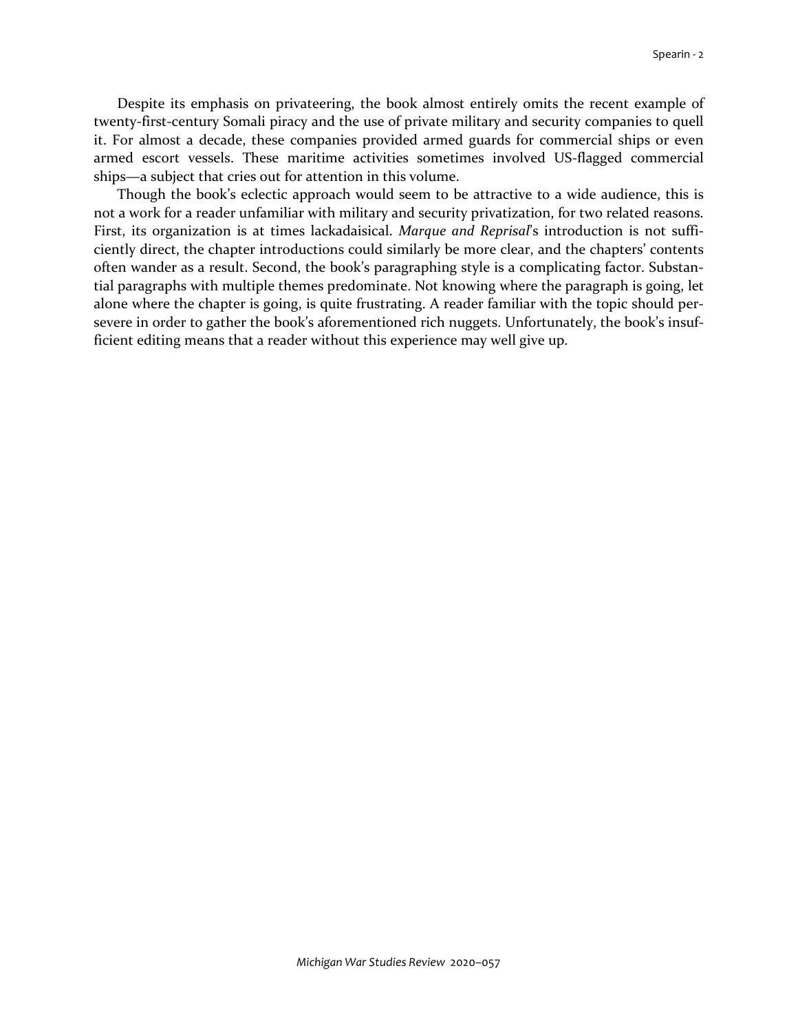Despite its emphasis on privateering, the book almost entirely omits the recent example of twenty-first-century Somali piracy and the use of private military and security companies to quell it. For almost a decade, these companies provided armed guards for commercial ships or even armed escort vessels. These maritime activities sometimes involved US-flagged commercial ships—a subject that cries out for attention in this volume.

Though the book's eclectic approach would seem to be attractive to a wide audience, this is not a work for a reader unfamiliar with military and security privatization, for two related reasons. First, its organization is at times lackadaisical. *Marque and Reprisal*'s introduction is not sufficiently direct, the chapter introductions could similarly be more clear, and the chapters' contents often wander as a result. Second, the book's paragraphing style is a complicating factor. Substantial paragraphs with multiple themes predominate. Not knowing where the paragraph is going, let alone where the chapter is going, is quite frustrating. A reader familiar with the topic should persevere in order to gather the book's aforementioned rich nuggets. Unfortunately, the book's insufficient editing means that a reader without this experience may well give up.